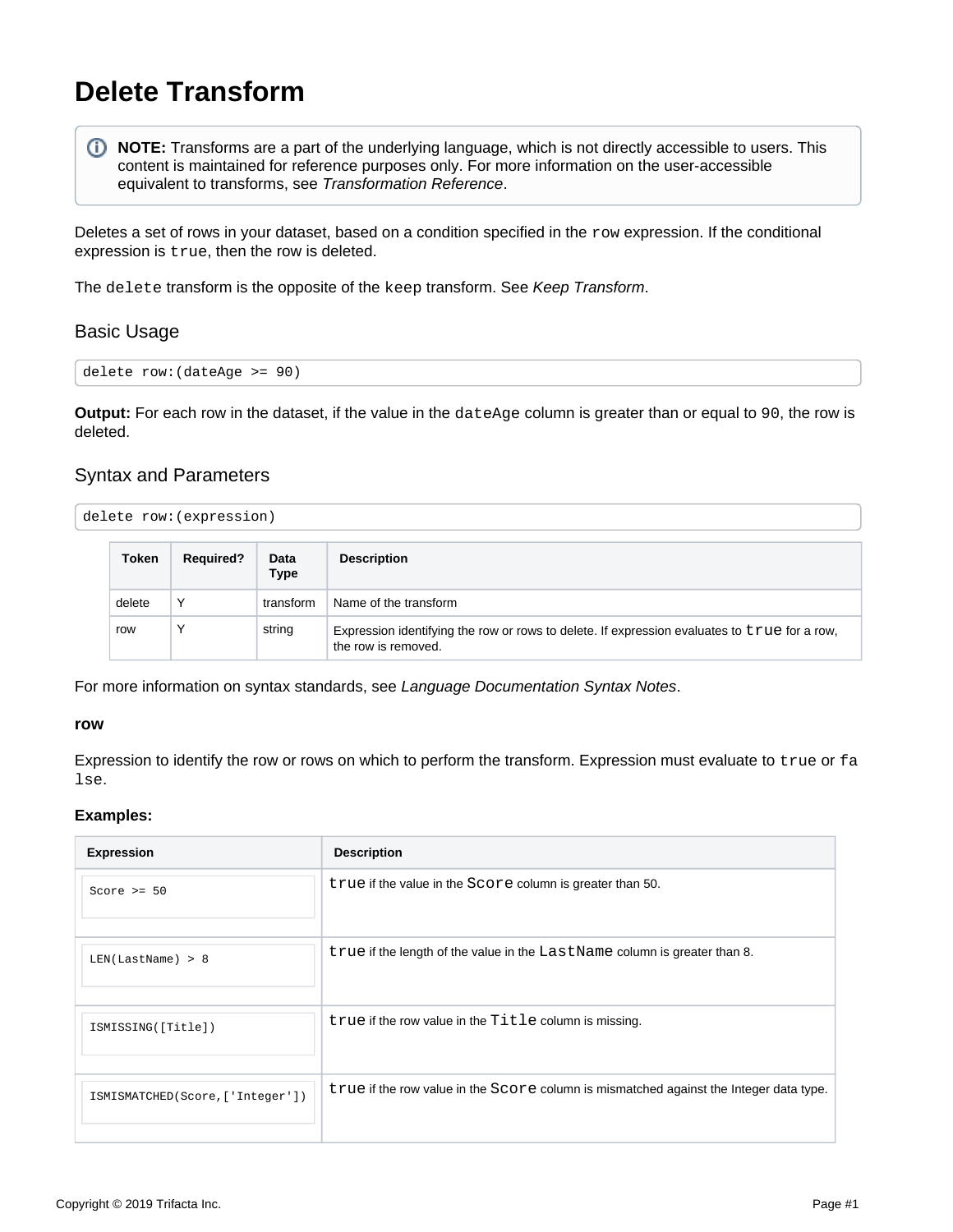# Delete Transform

> **NOTE:** Transforms are a part of the underlying language, which is not directly accessible to users. This content is maintained for reference purposes only. For more information on the user-accessible equivalent to transforms, see *Transformation Reference*.

Deletes a set of rows in your dataset, based on a condition specified in the `row` expression. If the conditional expression is `true`, then the row is deleted.

The `delete` transform is the opposite of the `keep` transform. See *Keep Transform*.

## Basic Usage

```
delete row:(dateAge >= 90)
```

**Output:** For each row in the dataset, if the value in the `dateAge` column is greater than or equal to `90`, the row is deleted.

## Syntax and Parameters

```
delete row:(expression)
```

| Token | Required? | Data Type | Description |
|---|---|---|---|
| delete | Y | transform | Name of the transform |
| row | Y | string | Expression identifying the row or rows to delete. If expression evaluates to `true` for a row, the row is removed. |

For more information on syntax standards, see *Language Documentation Syntax Notes*.

**row**

Expression to identify the row or rows on which to perform the transform. Expression must evaluate to `true` or `false`.

**Examples:**

| Expression | Description |
|---|---|
| `Score >= 50` | `true` if the value in the `Score` column is greater than 50. |
| `LEN(LastName) > 8` | `true` if the length of the value in the `LastName` column is greater than 8. |
| `ISMISSING([Title])` | `true` if the row value in the `Title` column is missing. |
| `ISMISMATCHED(Score,['Integer'])` | `true` if the row value in the `Score` column is mismatched against the Integer data type. |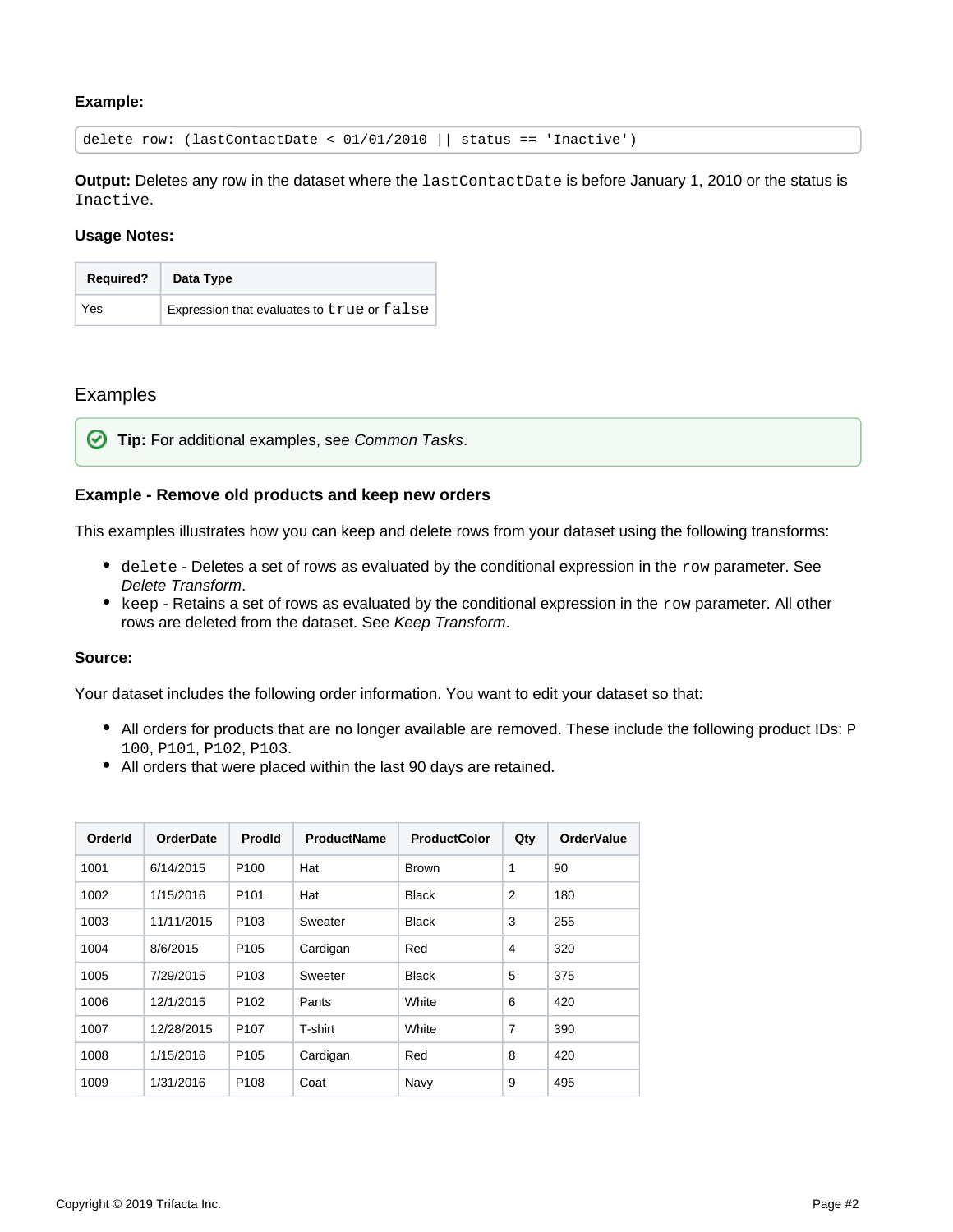**Example:**

```
delete row: (lastContactDate < 01/01/2010 || status == 'Inactive')
```

**Output:** Deletes any row in the dataset where the `lastContactDate` is before January 1, 2010 or the status is `Inactive`.

**Usage Notes:**

| Required? | Data Type |
| --- | --- |
| Yes | Expression that evaluates to `true` or `false` |

## Examples

**Tip:** For additional examples, see *Common Tasks*.

### Example - Remove old products and keep new orders

This examples illustrates how you can keep and delete rows from your dataset using the following transforms:

- `delete` - Deletes a set of rows as evaluated by the conditional expression in the `row` parameter. See *Delete Transform*.
- `keep` - Retains a set of rows as evaluated by the conditional expression in the `row` parameter. All other rows are deleted from the dataset. See *Keep Transform*.

**Source:**

Your dataset includes the following order information. You want to edit your dataset so that:

- All orders for products that are no longer available are removed. These include the following product IDs: `P100`, `P101`, `P102`, `P103`.
- All orders that were placed within the last 90 days are retained.

| OrderId | OrderDate | ProdId | ProductName | ProductColor | Qty | OrderValue |
| --- | --- | --- | --- | --- | --- | --- |
| 1001 | 6/14/2015 | P100 | Hat | Brown | 1 | 90 |
| 1002 | 1/15/2016 | P101 | Hat | Black | 2 | 180 |
| 1003 | 11/11/2015 | P103 | Sweater | Black | 3 | 255 |
| 1004 | 8/6/2015 | P105 | Cardigan | Red | 4 | 320 |
| 1005 | 7/29/2015 | P103 | Sweeter | Black | 5 | 375 |
| 1006 | 12/1/2015 | P102 | Pants | White | 6 | 420 |
| 1007 | 12/28/2015 | P107 | T-shirt | White | 7 | 390 |
| 1008 | 1/15/2016 | P105 | Cardigan | Red | 8 | 420 |
| 1009 | 1/31/2016 | P108 | Coat | Navy | 9 | 495 |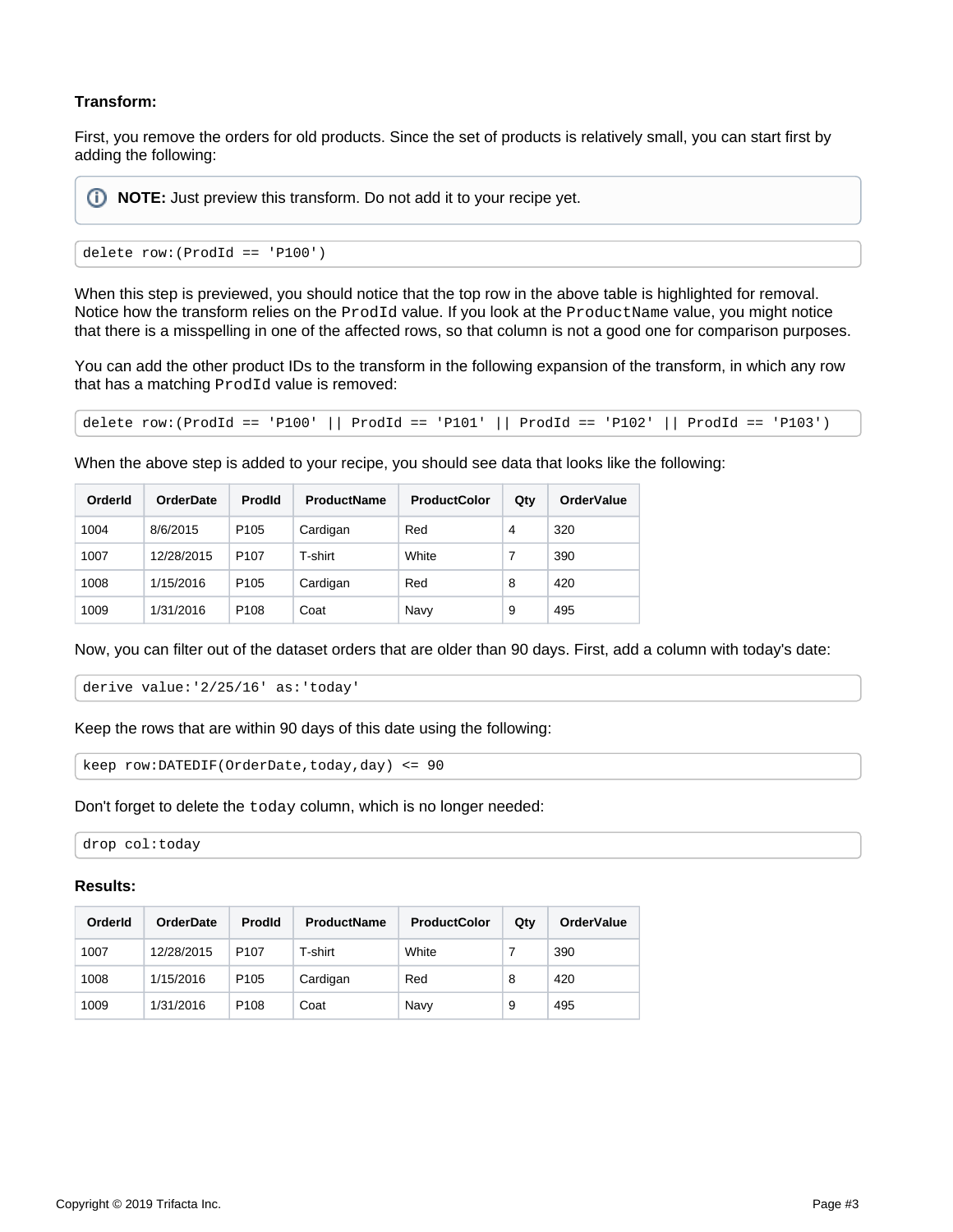**Transform:**

First, you remove the orders for old products. Since the set of products is relatively small, you can start first by adding the following:

> **NOTE:** Just preview this transform. Do not add it to your recipe yet.

```
delete row:(ProdId == 'P100')
```

When this step is previewed, you should notice that the top row in the above table is highlighted for removal. Notice how the transform relies on the `ProdId` value. If you look at the `ProductName` value, you might notice that there is a misspelling in one of the affected rows, so that column is not a good one for comparison purposes.

You can add the other product IDs to the transform in the following expansion of the transform, in which any row that has a matching `ProdId` value is removed:

```
delete row:(ProdId == 'P100' || ProdId == 'P101' || ProdId == 'P102' || ProdId == 'P103')
```

When the above step is added to your recipe, you should see data that looks like the following:

| OrderId | OrderDate | ProdId | ProductName | ProductColor | Qty | OrderValue |
|---|---|---|---|---|---|---|
| 1004 | 8/6/2015 | P105 | Cardigan | Red | 4 | 320 |
| 1007 | 12/28/2015 | P107 | T-shirt | White | 7 | 390 |
| 1008 | 1/15/2016 | P105 | Cardigan | Red | 8 | 420 |
| 1009 | 1/31/2016 | P108 | Coat | Navy | 9 | 495 |

Now, you can filter out of the dataset orders that are older than 90 days. First, add a column with today's date:

```
derive value:'2/25/16' as:'today'
```

Keep the rows that are within 90 days of this date using the following:

```
keep row:DATEDIF(OrderDate,today,day) <= 90
```

Don't forget to delete the `today` column, which is no longer needed:

```
drop col:today
```

**Results:**

| OrderId | OrderDate | ProdId | ProductName | ProductColor | Qty | OrderValue |
|---|---|---|---|---|---|---|
| 1007 | 12/28/2015 | P107 | T-shirt | White | 7 | 390 |
| 1008 | 1/15/2016 | P105 | Cardigan | Red | 8 | 420 |
| 1009 | 1/31/2016 | P108 | Coat | Navy | 9 | 495 |